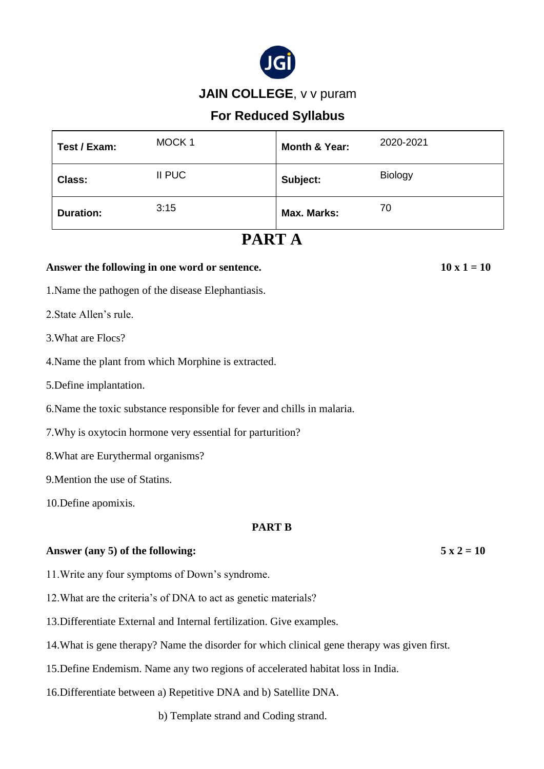# JAIN COLLEGE, v v puram

## For Reduced Syllabus

| Test / Exam: | MOCK 1 | Month & Year: | 2020-2021 |
|---|---|---|---|
| Class: | II PUC | Subject: | Biology |
| Duration: | 3:15 | Max. Marks: | 70 |

# PART A

**Answer the following in one word or sentence.** **10 x 1 = 10**

1.Name the pathogen of the disease Elephantiasis.

2.State Allen's rule.

3.What are Flocs?

4.Name the plant from which Morphine is extracted.

5.Define implantation.

6.Name the toxic substance responsible for fever and chills in malaria.

7.Why is oxytocin hormone very essential for parturition?

8.What are Eurythermal organisms?

9.Mention the use of Statins.

10.Define apomixis.

## PART B

**Answer (any 5) of the following:** **5 x 2 = 10**

11.Write any four symptoms of Down's syndrome.

12.What are the criteria's of DNA to act as genetic materials?

13.Differentiate External and Internal fertilization. Give examples.

14.What is gene therapy? Name the disorder for which clinical gene therapy was given first.

15.Define Endemism. Name any two regions of accelerated habitat loss in India.

16.Differentiate between a) Repetitive DNA and b) Satellite DNA.

b) Template strand and Coding strand.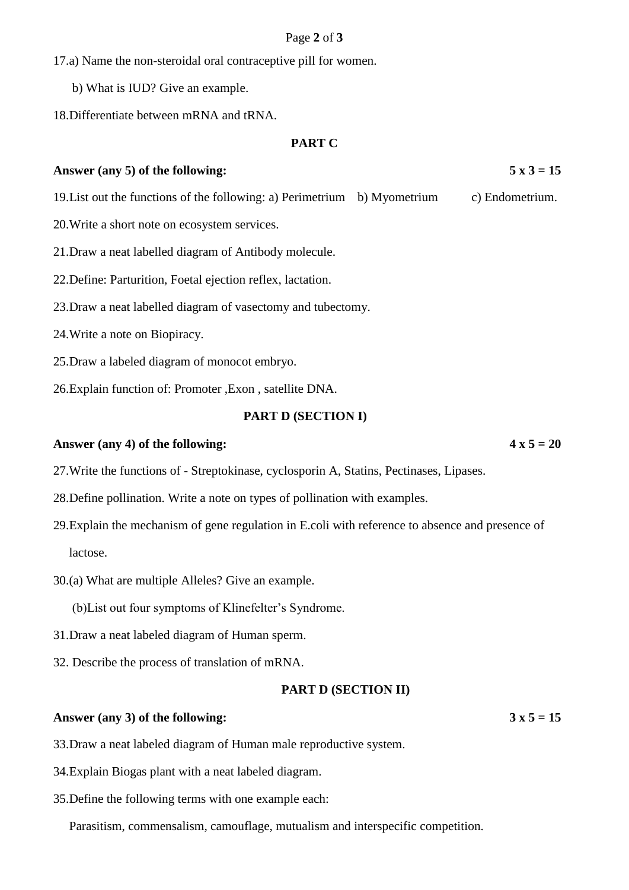17.a) Name the non-steroidal oral contraceptive pill for women.

b) What is IUD? Give an example.

18.Differentiate between mRNA and tRNA.

## PART C

**Answer (any 5) of the following:** **5 x 3 = 15**

19.List out the functions of the following: a) Perimetrium b) Myometrium c) Endometrium.

20.Write a short note on ecosystem services.

21.Draw a neat labelled diagram of Antibody molecule.

22.Define: Parturition, Foetal ejection reflex, lactation.

23.Draw a neat labelled diagram of vasectomy and tubectomy.

24.Write a note on Biopiracy.

25.Draw a labeled diagram of monocot embryo.

26.Explain function of: Promoter ,Exon , satellite DNA.

## PART D (SECTION I)

**Answer (any 4) of the following:** **4 x 5 = 20**

27.Write the functions of - Streptokinase, cyclosporin A, Statins, Pectinases, Lipases.

28.Define pollination. Write a note on types of pollination with examples.

29.Explain the mechanism of gene regulation in E.coli with reference to absence and presence of lactose.

30.(a) What are multiple Alleles? Give an example.

(b)List out four symptoms of Klinefelter's Syndrome.

31.Draw a neat labeled diagram of Human sperm.

32. Describe the process of translation of mRNA.

## PART D (SECTION II)

**Answer (any 3) of the following:** **3 x 5 = 15**

33.Draw a neat labeled diagram of Human male reproductive system.

34.Explain Biogas plant with a neat labeled diagram.

35.Define the following terms with one example each:

Parasitism, commensalism, camouflage, mutualism and interspecific competition.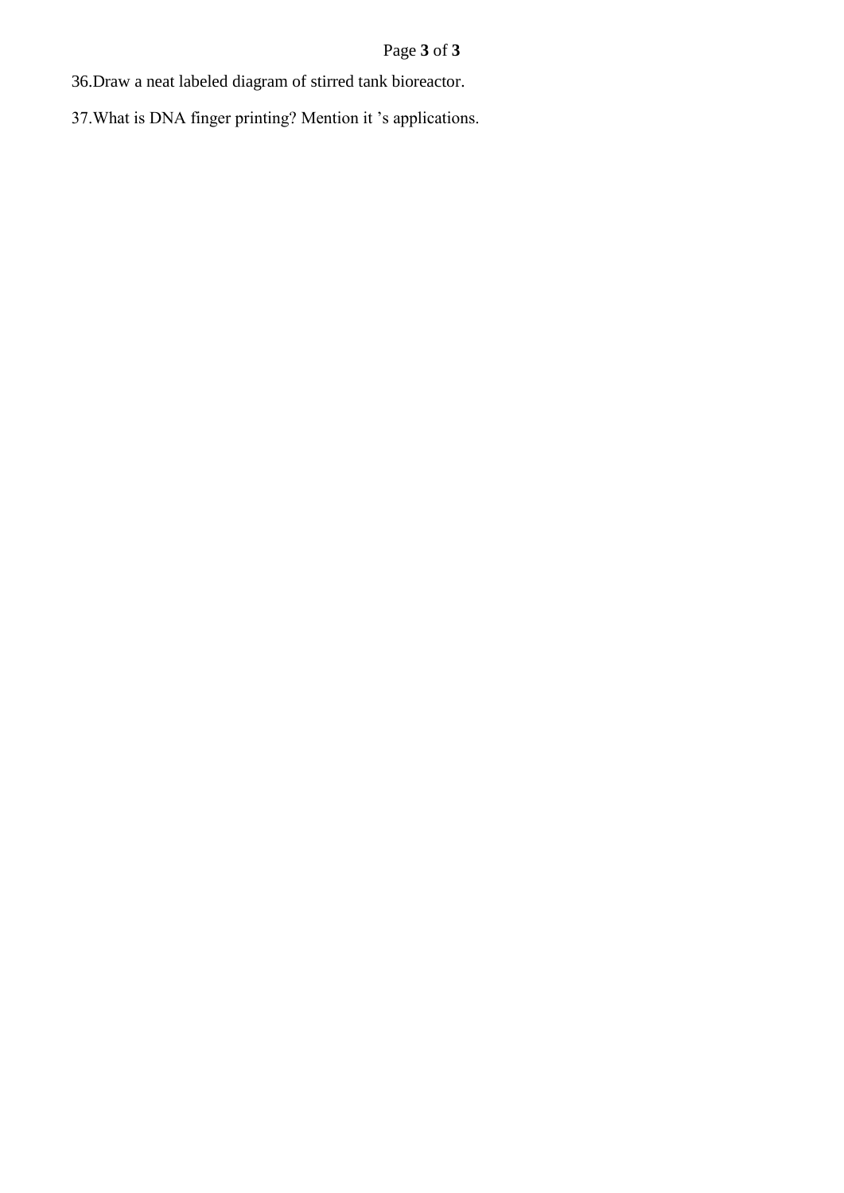36.Draw a neat labeled diagram of stirred tank bioreactor.

37.What is DNA finger printing? Mention it 's applications.